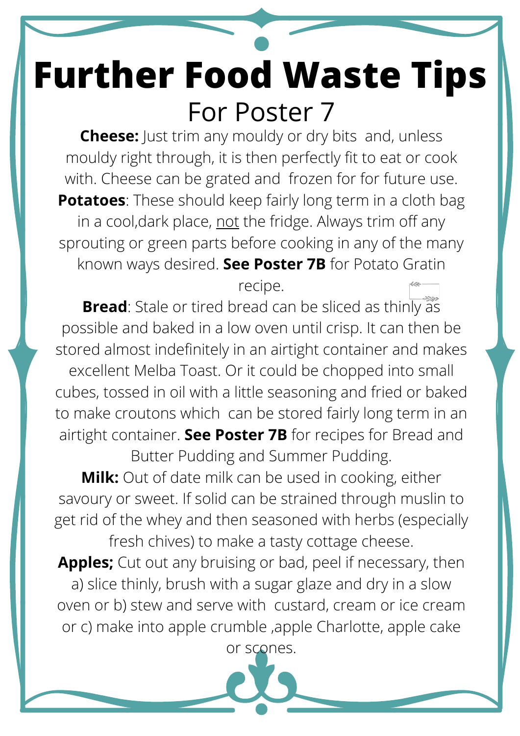# Further Food Waste Tips

## For Poster 7

**Cheese:** Just trim any mouldy or dry bits and, unless mouldy right through, it is then perfectly fit to eat or cook with. Cheese can be grated and frozen for for future use.

**Potatoes**: These should keep fairly long term in a cloth bag in a cool,dark place, <u>not</u> the fridge. Always trim off any sprouting or green parts before cooking in any of the many known ways desired. **See Poster 7B** for Potato Gratin recipe.

**Bread**: Stale or tired bread can be sliced as thinly as possible and baked in a low oven until crisp. It can then be stored almost indefinitely in an airtight container and makes excellent Melba Toast. Or it could be chopped into small cubes, tossed in oil with a little seasoning and fried or baked to make croutons which can be stored fairly long term in an airtight container. **See Poster 7B** for recipes for Bread and Butter Pudding and Summer Pudding.

**Milk:** Out of date milk can be used in cooking, either savoury or sweet. If solid can be strained through muslin to get rid of the whey and then seasoned with herbs (especially fresh chives) to make a tasty cottage cheese.

**Apples;** Cut out any bruising or bad, peel if necessary, then a) slice thinly, brush with a sugar glaze and dry in a slow oven or b) stew and serve with custard, cream or ice cream or c) make into apple crumble ,apple Charlotte, apple cake or scones.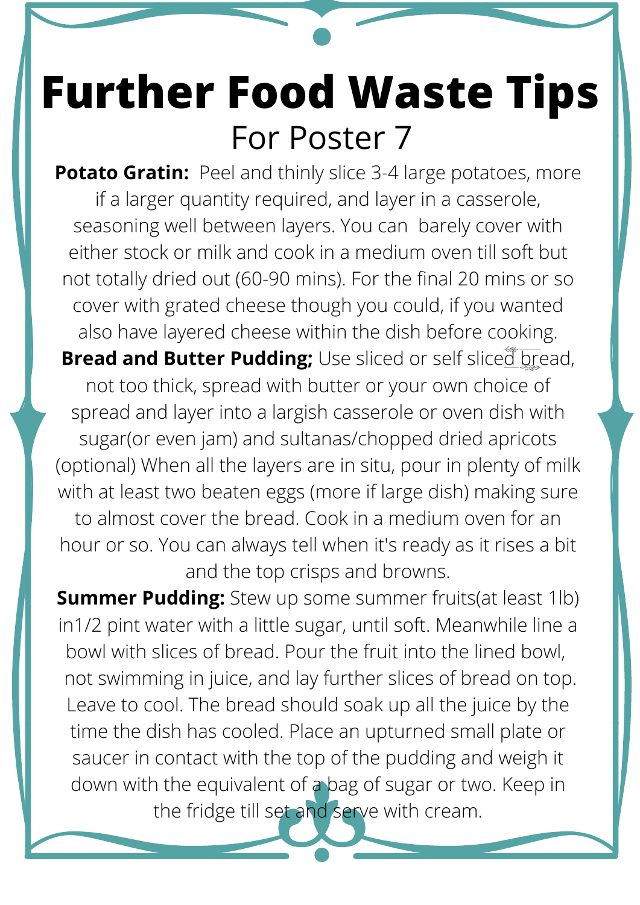# Further Food Waste Tips

For Poster 7

**Potato Gratin:** Peel and thinly slice 3-4 large potatoes, more if a larger quantity required, and layer in a casserole, seasoning well between layers. You can barely cover with either stock or milk and cook in a medium oven till soft but not totally dried out (60-90 mins). For the final 20 mins or so cover with grated cheese though you could, if you wanted also have layered cheese within the dish before cooking.

**Bread and Butter Pudding;** Use sliced or self sliced bread, not too thick, spread with butter or your own choice of spread and layer into a largish casserole or oven dish with sugar(or even jam) and sultanas/chopped dried apricots (optional) When all the layers are in situ, pour in plenty of milk with at least two beaten eggs (more if large dish) making sure to almost cover the bread. Cook in a medium oven for an hour or so. You can always tell when it's ready as it rises a bit and the top crisps and browns.

**Summer Pudding:** Stew up some summer fruits(at least 1lb) in1/2 pint water with a little sugar, until soft. Meanwhile line a bowl with slices of bread. Pour the fruit into the lined bowl, not swimming in juice, and lay further slices of bread on top. Leave to cool. The bread should soak up all the juice by the time the dish has cooled. Place an upturned small plate or saucer in contact with the top of the pudding and weigh it down with the equivalent of a bag of sugar or two. Keep in the fridge till set and serve with cream.